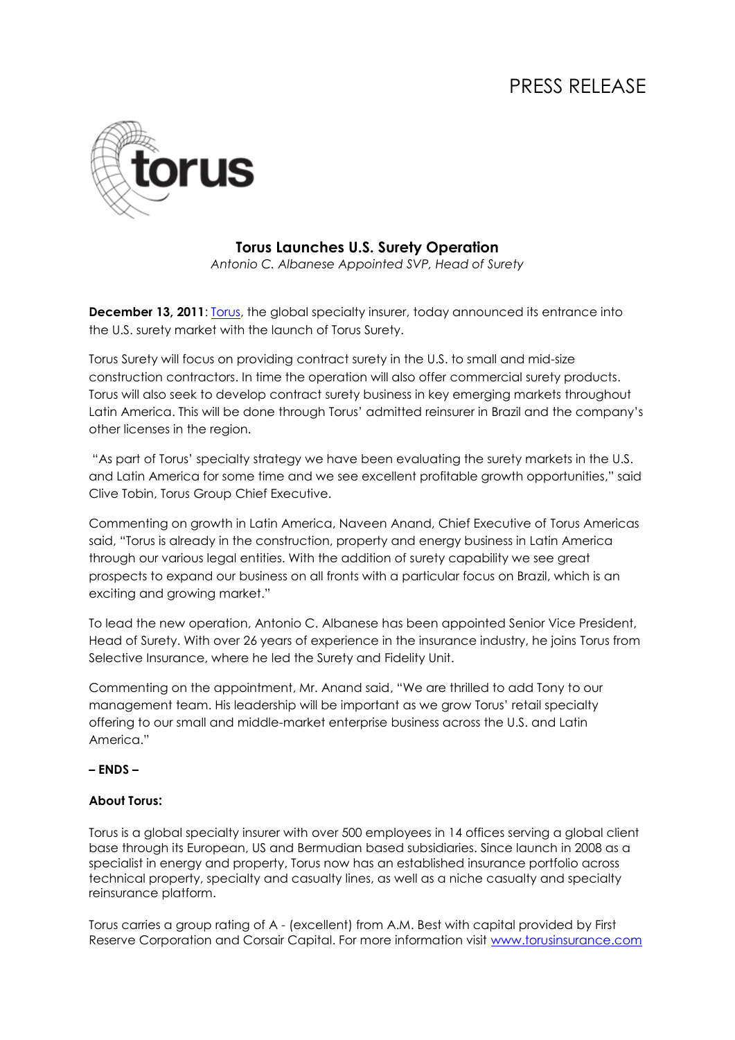PRESS RELEASE

# Torus Launches U.S. Surety Operation

*Antonio C. Albanese Appointed SVP, Head of Surety*

**December 13, 2011**: Torus, the global specialty insurer, today announced its entrance into the U.S. surety market with the launch of Torus Surety.

Torus Surety will focus on providing contract surety in the U.S. to small and mid-size construction contractors. In time the operation will also offer commercial surety products. Torus will also seek to develop contract surety business in key emerging markets throughout Latin America. This will be done through Torus' admitted reinsurer in Brazil and the company's other licenses in the region.

"As part of Torus' specialty strategy we have been evaluating the surety markets in the U.S. and Latin America for some time and we see excellent profitable growth opportunities," said Clive Tobin, Torus Group Chief Executive.

Commenting on growth in Latin America, Naveen Anand, Chief Executive of Torus Americas said, "Torus is already in the construction, property and energy business in Latin America through our various legal entities. With the addition of surety capability we see great prospects to expand our business on all fronts with a particular focus on Brazil, which is an exciting and growing market."

To lead the new operation, Antonio C. Albanese has been appointed Senior Vice President, Head of Surety. With over 26 years of experience in the insurance industry, he joins Torus from Selective Insurance, where he led the Surety and Fidelity Unit.

Commenting on the appointment, Mr. Anand said, "We are thrilled to add Tony to our management team. His leadership will be important as we grow Torus' retail specialty offering to our small and middle-market enterprise business across the U.S. and Latin America."

**– ENDS –**

**About Torus:**

Torus is a global specialty insurer with over 500 employees in 14 offices serving a global client base through its European, US and Bermudian based subsidiaries. Since launch in 2008 as a specialist in energy and property, Torus now has an established insurance portfolio across technical property, specialty and casualty lines, as well as a niche casualty and specialty reinsurance platform.

Torus carries a group rating of A - (excellent) from A.M. Best with capital provided by First Reserve Corporation and Corsair Capital. For more information visit www.torusinsurance.com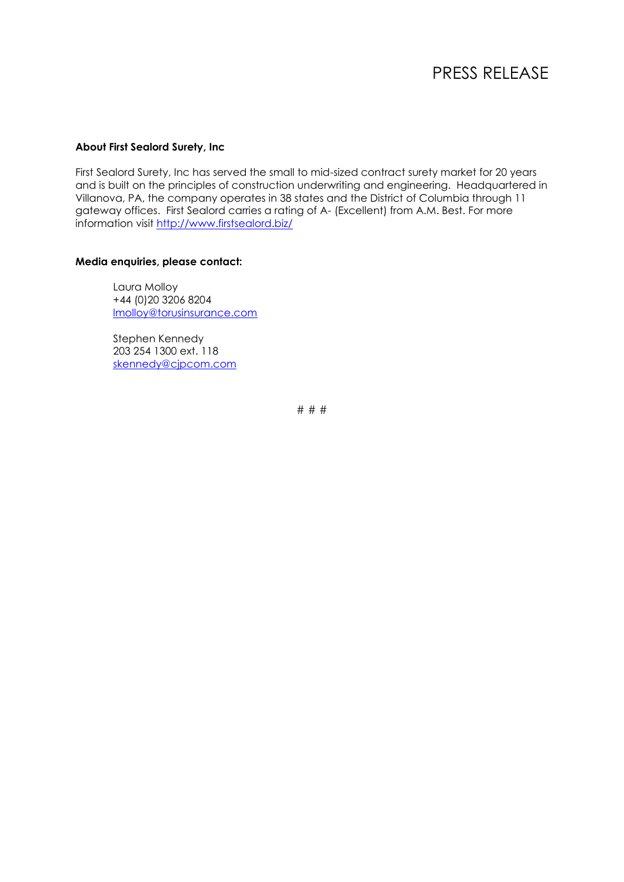# PRESS RELEASE

**About First Sealord Surety, Inc**

First Sealord Surety, Inc has served the small to mid-sized contract surety market for 20 years and is built on the principles of construction underwriting and engineering. Headquartered in Villanova, PA, the company operates in 38 states and the District of Columbia through 11 gateway offices. First Sealord carries a rating of A- (Excellent) from A.M. Best. For more information visit http://www.firstsealord.biz/

**Media enquiries, please contact:**

Laura Molloy
+44 (0)20 3206 8204
lmolloy@torusinsurance.com

Stephen Kennedy
203 254 1300 ext. 118
skennedy@cjpcom.com

# # #